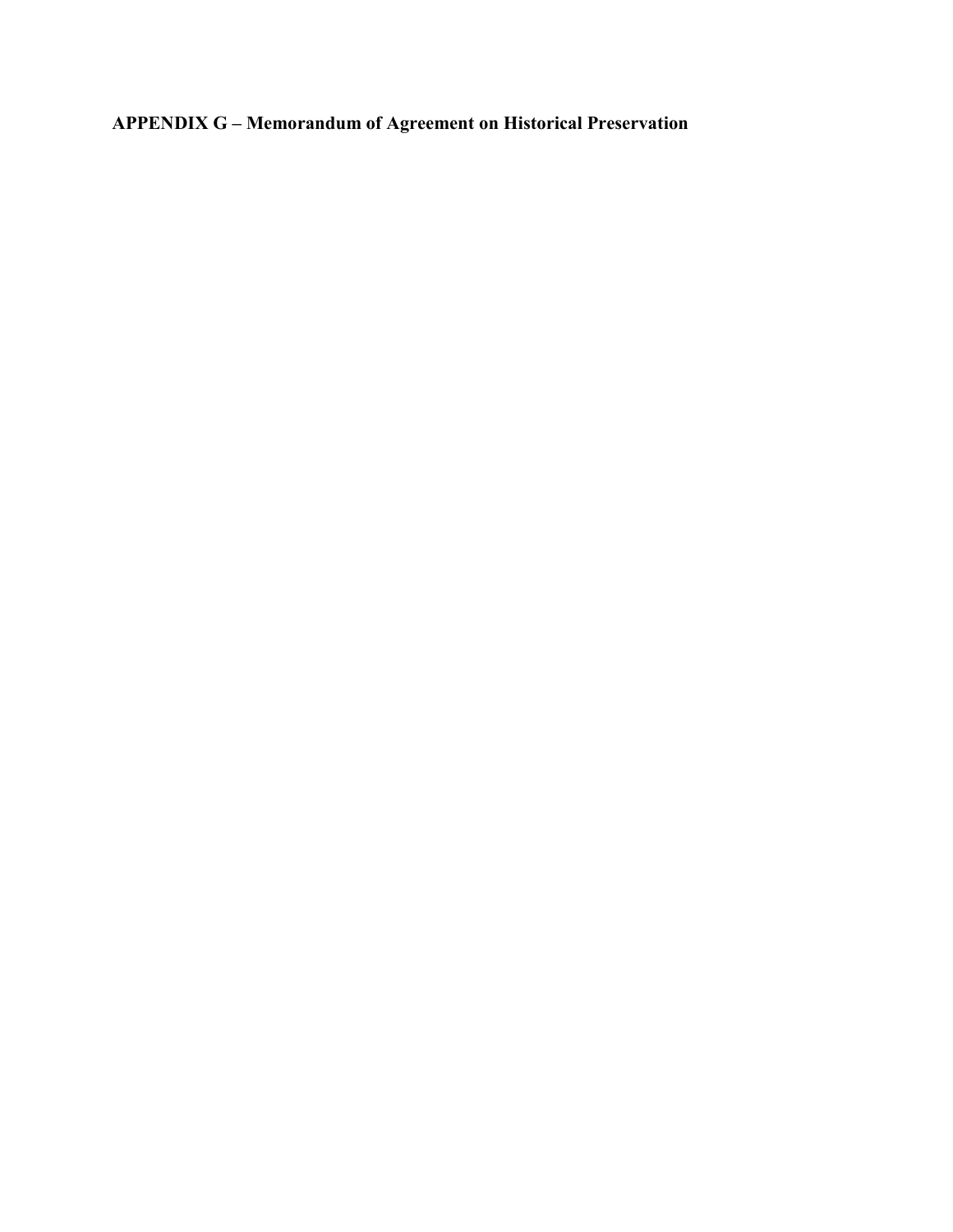# APPENDIX G – Memorandum of Agreement on Historical Preservation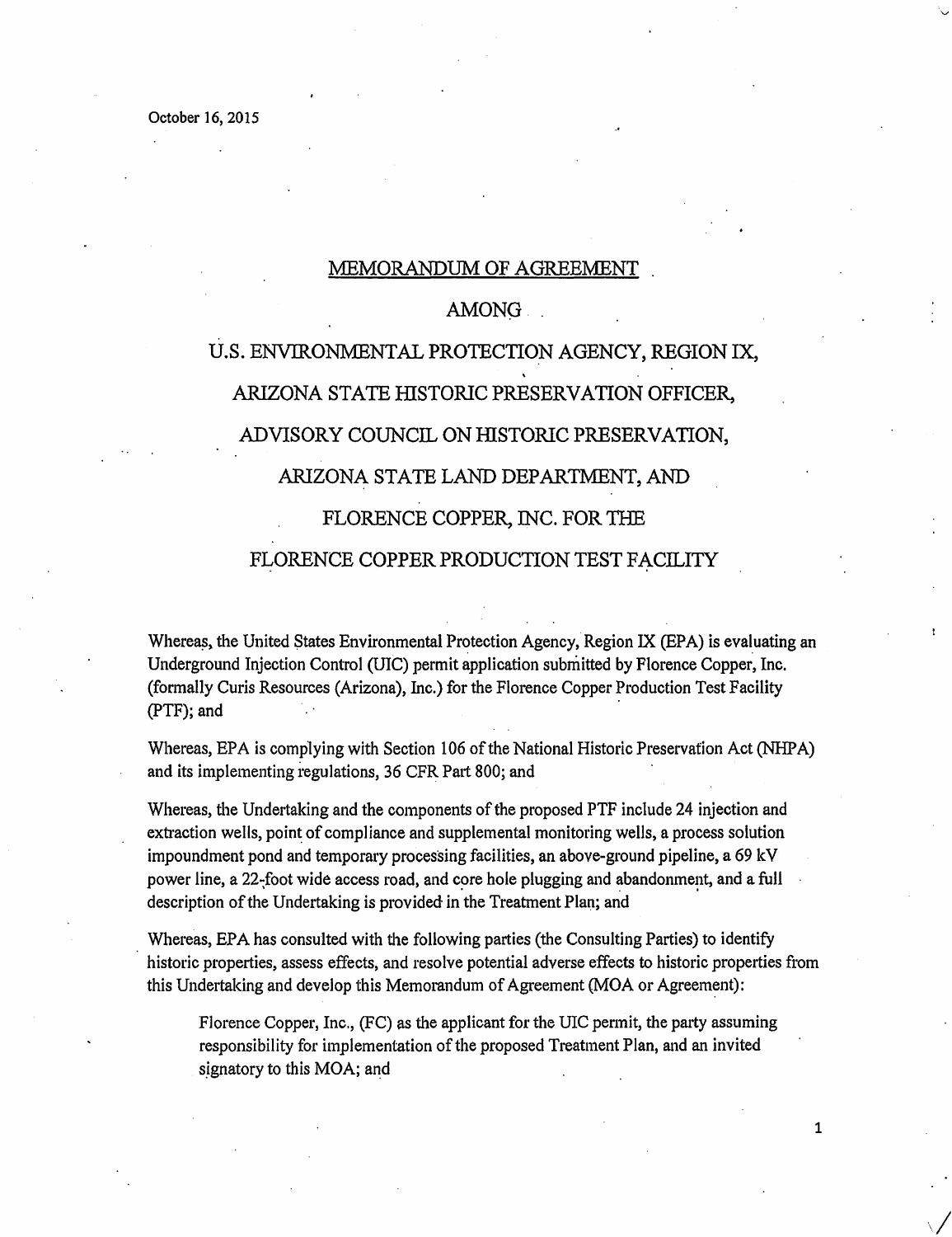October 16, 2015

# MEMORANDUM OF AGREEMENT

## AMONG

## U.S. ENVIRONMENTAL PROTECTION AGENCY, REGION IX,

## ARIZONA STATE HISTORIC PRESERVATION OFFICER,

## ADVISORY COUNCIL ON HISTORIC PRESERVATION,

## ARIZONA STATE LAND DEPARTMENT, AND

## FLORENCE COPPER, INC. FOR THE

## FLORENCE COPPER PRODUCTION TEST FACILITY

Whereas, the United States Environmental Protection Agency, Region IX (EPA) is evaluating an Underground Injection Control (UIC) permit application submitted by Florence Copper, Inc. (formally Curis Resources (Arizona), Inc.) for the Florence Copper Production Test Facility (PTF); and

Whereas, EPA is complying with Section 106 of the National Historic Preservation Act (NHPA) and its implementing regulations, 36 CFR Part 800; and

Whereas, the Undertaking and the components of the proposed PTF include 24 injection and extraction wells, point of compliance and supplemental monitoring wells, a process solution impoundment pond and temporary processing facilities, an above-ground pipeline, a 69 kV power line, a 22-foot wide access road, and core hole plugging and abandonment, and a full description of the Undertaking is provided in the Treatment Plan; and

Whereas, EPA has consulted with the following parties (the Consulting Parties) to identify historic properties, assess effects, and resolve potential adverse effects to historic properties from this Undertaking and develop this Memorandum of Agreement (MOA or Agreement):

> Florence Copper, Inc., (FC) as the applicant for the UIC permit, the party assuming responsibility for implementation of the proposed Treatment Plan, and an invited signatory to this MOA; and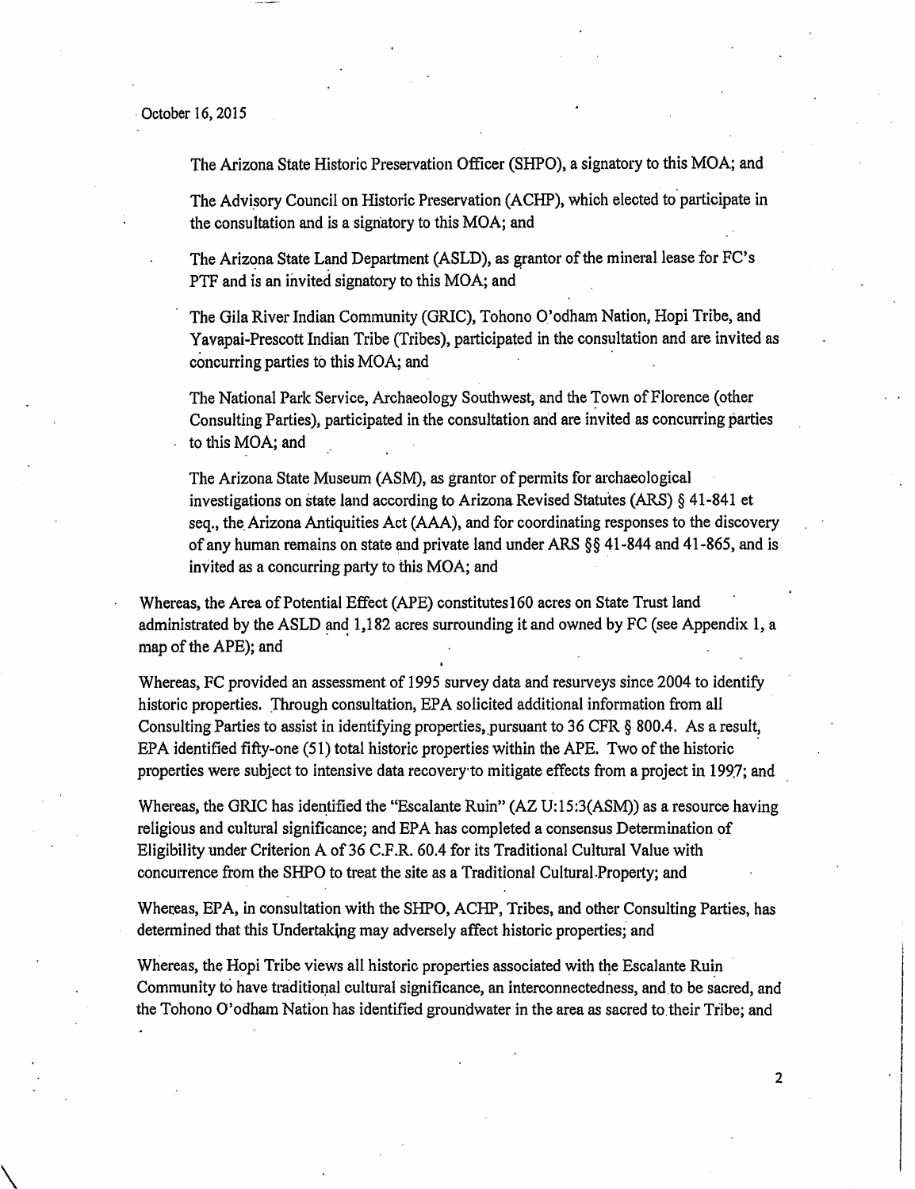October 16, 2015

The Arizona State Historic Preservation Officer (SHPO), a signatory to this MOA; and

The Advisory Council on Historic Preservation (ACHP), which elected to participate in the consultation and is a signatory to this MOA; and

The Arizona State Land Department (ASLD), as grantor of the mineral lease for FC's PTF and is an invited signatory to this MOA; and

The Gila River Indian Community (GRIC), Tohono O'odham Nation, Hopi Tribe, and Yavapai-Prescott Indian Tribe (Tribes), participated in the consultation and are invited as concurring parties to this MOA; and

The National Park Service, Archaeology Southwest, and the Town of Florence (other Consulting Parties), participated in the consultation and are invited as concurring parties to this MOA; and

The Arizona State Museum (ASM), as grantor of permits for archaeological investigations on state land according to Arizona Revised Statutes (ARS) § 41-841 et seq., the Arizona Antiquities Act (AAA), and for coordinating responses to the discovery of any human remains on state and private land under ARS §§ 41-844 and 41-865, and is invited as a concurring party to this MOA; and

Whereas, the Area of Potential Effect (APE) constitutes160 acres on State Trust land administrated by the ASLD and 1,182 acres surrounding it and owned by FC (see Appendix 1, a map of the APE); and

Whereas, FC provided an assessment of 1995 survey data and resurveys since 2004 to identify historic properties. Through consultation, EPA solicited additional information from all Consulting Parties to assist in identifying properties, pursuant to 36 CFR § 800.4. As a result, EPA identified fifty-one (51) total historic properties within the APE. Two of the historic properties were subject to intensive data recovery to mitigate effects from a project in 1997; and

Whereas, the GRIC has identified the "Escalante Ruin" (AZ U:15:3(ASM)) as a resource having religious and cultural significance; and EPA has completed a consensus Determination of Eligibility under Criterion A of 36 C.F.R. 60.4 for its Traditional Cultural Value with concurrence from the SHPO to treat the site as a Traditional Cultural Property; and

Whereas, EPA, in consultation with the SHPO, ACHP, Tribes, and other Consulting Parties, has determined that this Undertaking may adversely affect historic properties; and

Whereas, the Hopi Tribe views all historic properties associated with the Escalante Ruin Community to have traditional cultural significance, an interconnectedness, and to be sacred, and the Tohono O'odham Nation has identified groundwater in the area as sacred to their Tribe; and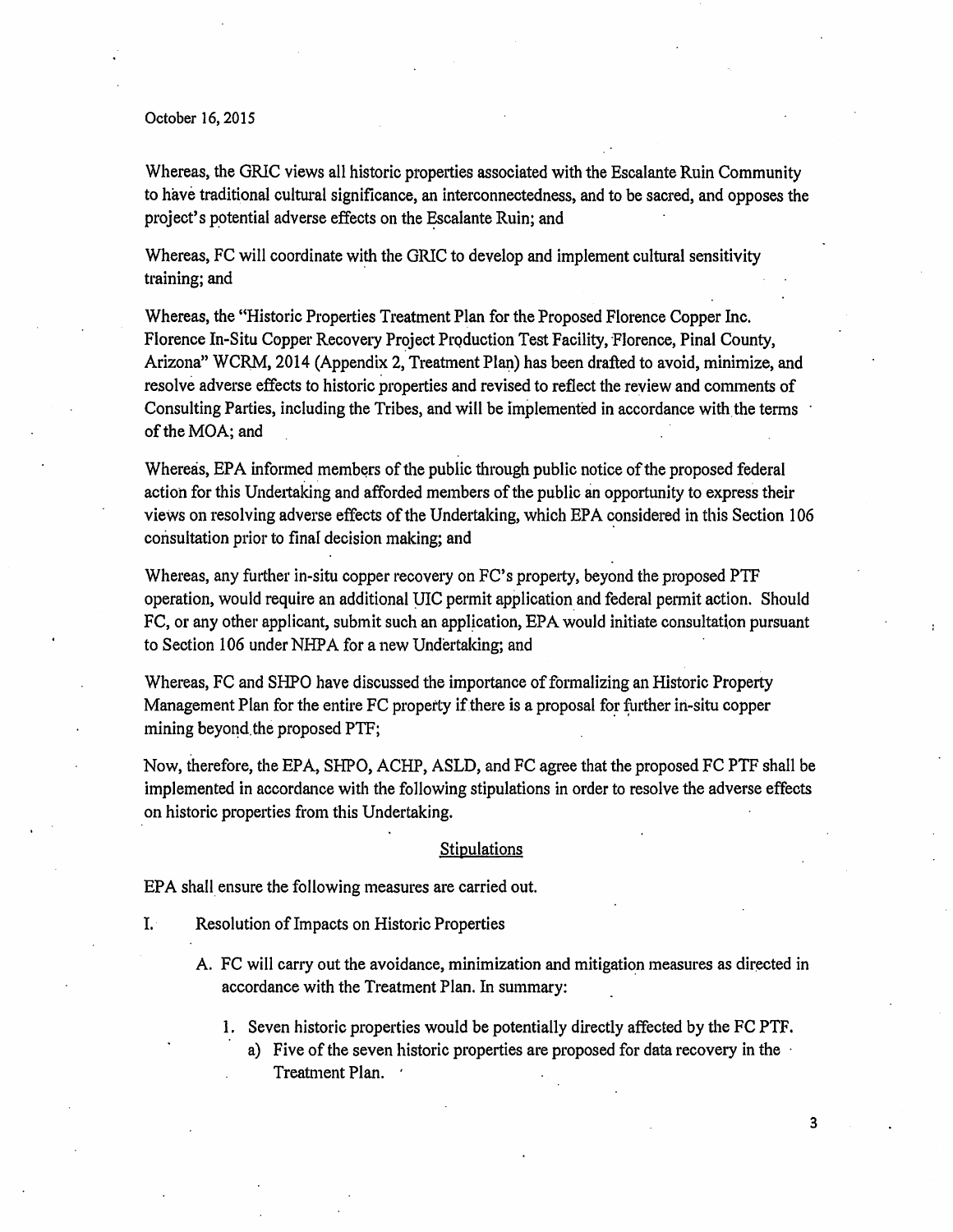October 16, 2015

Whereas, the GRIC views all historic properties associated with the Escalante Ruin Community to have traditional cultural significance, an interconnectedness, and to be sacred, and opposes the project's potential adverse effects on the Escalante Ruin; and

Whereas, FC will coordinate with the GRIC to develop and implement cultural sensitivity training; and

Whereas, the "Historic Properties Treatment Plan for the Proposed Florence Copper Inc. Florence In-Situ Copper Recovery Project Production Test Facility, Florence, Pinal County, Arizona" WCRM, 2014 (Appendix 2, Treatment Plan) has been drafted to avoid, minimize, and resolve adverse effects to historic properties and revised to reflect the review and comments of Consulting Parties, including the Tribes, and will be implemented in accordance with the terms of the MOA; and

Whereas, EPA informed members of the public through public notice of the proposed federal action for this Undertaking and afforded members of the public an opportunity to express their views on resolving adverse effects of the Undertaking, which EPA considered in this Section 106 consultation prior to final decision making; and

Whereas, any further in-situ copper recovery on FC's property, beyond the proposed PTF operation, would require an additional UIC permit application and federal permit action. Should FC, or any other applicant, submit such an application, EPA would initiate consultation pursuant to Section 106 under NHPA for a new Undertaking; and

Whereas, FC and SHPO have discussed the importance of formalizing an Historic Property Management Plan for the entire FC property if there is a proposal for further in-situ copper mining beyond the proposed PTF;

Now, therefore, the EPA, SHPO, ACHP, ASLD, and FC agree that the proposed FC PTF shall be implemented in accordance with the following stipulations in order to resolve the adverse effects on historic properties from this Undertaking.

## Stipulations

EPA shall ensure the following measures are carried out.

I. Resolution of Impacts on Historic Properties

A. FC will carry out the avoidance, minimization and mitigation measures as directed in accordance with the Treatment Plan. In summary:

1. Seven historic properties would be potentially directly affected by the FC PTF.
    a) Five of the seven historic properties are proposed for data recovery in the Treatment Plan.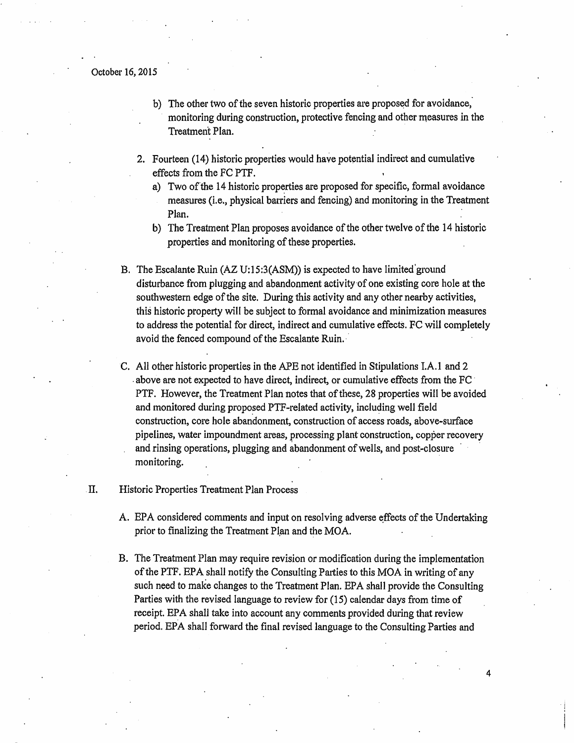October 16, 2015

   b) The other two of the seven historic properties are proposed for avoidance, monitoring during construction, protective fencing and other measures in the Treatment Plan.

2. Fourteen (14) historic properties would have potential indirect and cumulative effects from the FC PTF.
   a) Two of the 14 historic properties are proposed for specific, formal avoidance measures (i.e., physical barriers and fencing) and monitoring in the Treatment Plan.
   b) The Treatment Plan proposes avoidance of the other twelve of the 14 historic properties and monitoring of these properties.

B. The Escalante Ruin (AZ U:15:3(ASM)) is expected to have limited ground disturbance from plugging and abandonment activity of one existing core hole at the southwestern edge of the site. During this activity and any other nearby activities, this historic property will be subject to formal avoidance and minimization measures to address the potential for direct, indirect and cumulative effects. FC will completely avoid the fenced compound of the Escalante Ruin.

C. All other historic properties in the APE not identified in Stipulations I.A.1 and 2 above are not expected to have direct, indirect, or cumulative effects from the FC PTF. However, the Treatment Plan notes that of these, 28 properties will be avoided and monitored during proposed PTF-related activity, including well field construction, core hole abandonment, construction of access roads, above-surface pipelines, water impoundment areas, processing plant construction, copper recovery and rinsing operations, plugging and abandonment of wells, and post-closure monitoring.

II. Historic Properties Treatment Plan Process

A. EPA considered comments and input on resolving adverse effects of the Undertaking prior to finalizing the Treatment Plan and the MOA.

B. The Treatment Plan may require revision or modification during the implementation of the PTF. EPA shall notify the Consulting Parties to this MOA in writing of any such need to make changes to the Treatment Plan. EPA shall provide the Consulting Parties with the revised language to review for (15) calendar days from time of receipt. EPA shall take into account any comments provided during that review period. EPA shall forward the final revised language to the Consulting Parties and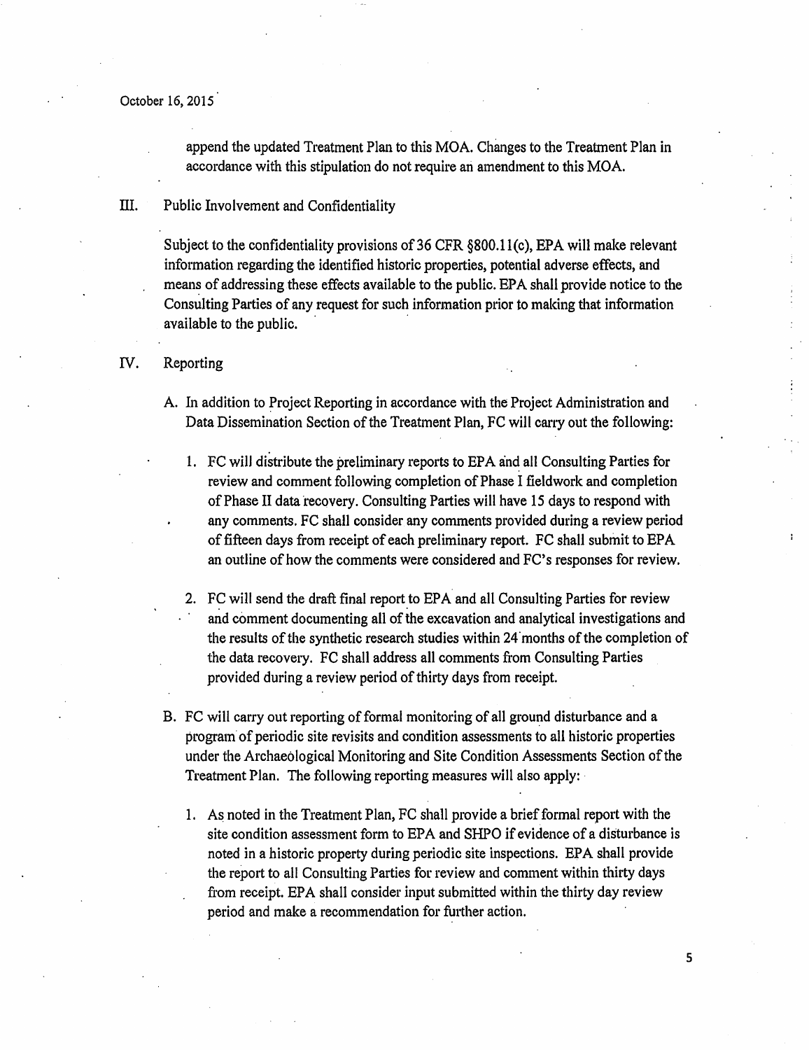append the updated Treatment Plan to this MOA. Changes to the Treatment Plan in accordance with this stipulation do not require an amendment to this MOA.

III. Public Involvement and Confidentiality

Subject to the confidentiality provisions of 36 CFR §800.11(c), EPA will make relevant information regarding the identified historic properties, potential adverse effects, and means of addressing these effects available to the public. EPA shall provide notice to the Consulting Parties of any request for such information prior to making that information available to the public.

IV. Reporting

A. In addition to Project Reporting in accordance with the Project Administration and Data Dissemination Section of the Treatment Plan, FC will carry out the following:

1. FC will distribute the preliminary reports to EPA and all Consulting Parties for review and comment following completion of Phase I fieldwork and completion of Phase II data recovery. Consulting Parties will have 15 days to respond with any comments. FC shall consider any comments provided during a review period of fifteen days from receipt of each preliminary report. FC shall submit to EPA an outline of how the comments were considered and FC's responses for review.

2. FC will send the draft final report to EPA and all Consulting Parties for review and comment documenting all of the excavation and analytical investigations and the results of the synthetic research studies within 24 months of the completion of the data recovery. FC shall address all comments from Consulting Parties provided during a review period of thirty days from receipt.

B. FC will carry out reporting of formal monitoring of all ground disturbance and a program of periodic site revisits and condition assessments to all historic properties under the Archaeological Monitoring and Site Condition Assessments Section of the Treatment Plan. The following reporting measures will also apply:

1. As noted in the Treatment Plan, FC shall provide a brief formal report with the site condition assessment form to EPA and SHPO if evidence of a disturbance is noted in a historic property during periodic site inspections. EPA shall provide the report to all Consulting Parties for review and comment within thirty days from receipt. EPA shall consider input submitted within the thirty day review period and make a recommendation for further action.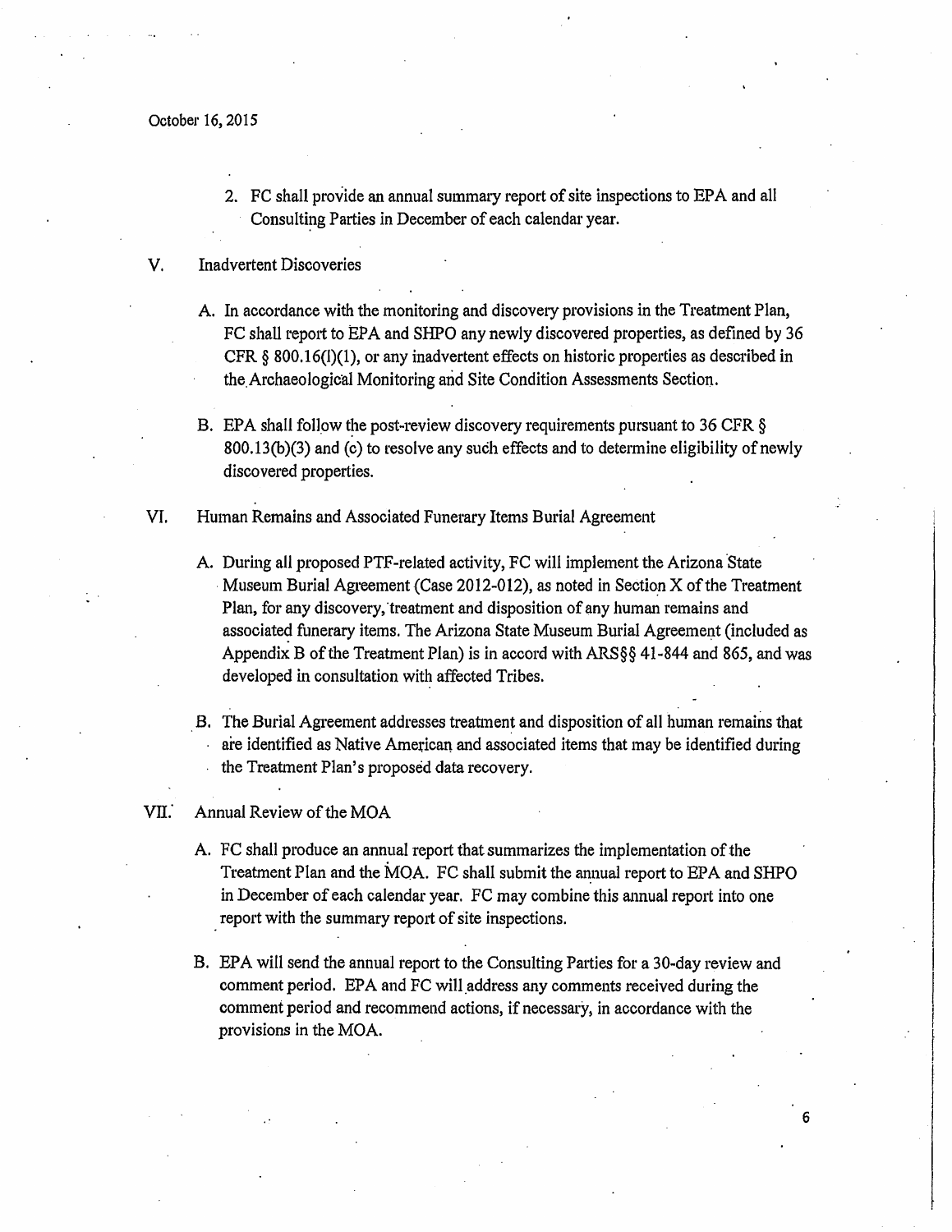2. FC shall provide an annual summary report of site inspections to EPA and all Consulting Parties in December of each calendar year.

V. Inadvertent Discoveries

A. In accordance with the monitoring and discovery provisions in the Treatment Plan, FC shall report to EPA and SHPO any newly discovered properties, as defined by 36 CFR § 800.16(l)(1), or any inadvertent effects on historic properties as described in the Archaeological Monitoring and Site Condition Assessments Section.

B. EPA shall follow the post-review discovery requirements pursuant to 36 CFR § 800.13(b)(3) and (c) to resolve any such effects and to determine eligibility of newly discovered properties.

VI. Human Remains and Associated Funerary Items Burial Agreement

A. During all proposed PTF-related activity, FC will implement the Arizona State Museum Burial Agreement (Case 2012-012), as noted in Section X of the Treatment Plan, for any discovery, treatment and disposition of any human remains and associated funerary items. The Arizona State Museum Burial Agreement (included as Appendix B of the Treatment Plan) is in accord with ARS§§ 41-844 and 865, and was developed in consultation with affected Tribes.

B. The Burial Agreement addresses treatment and disposition of all human remains that are identified as Native American and associated items that may be identified during the Treatment Plan's proposed data recovery.

VII. Annual Review of the MOA

A. FC shall produce an annual report that summarizes the implementation of the Treatment Plan and the MOA. FC shall submit the annual report to EPA and SHPO in December of each calendar year. FC may combine this annual report into one report with the summary report of site inspections.

B. EPA will send the annual report to the Consulting Parties for a 30-day review and comment period. EPA and FC will address any comments received during the comment period and recommend actions, if necessary, in accordance with the provisions in the MOA.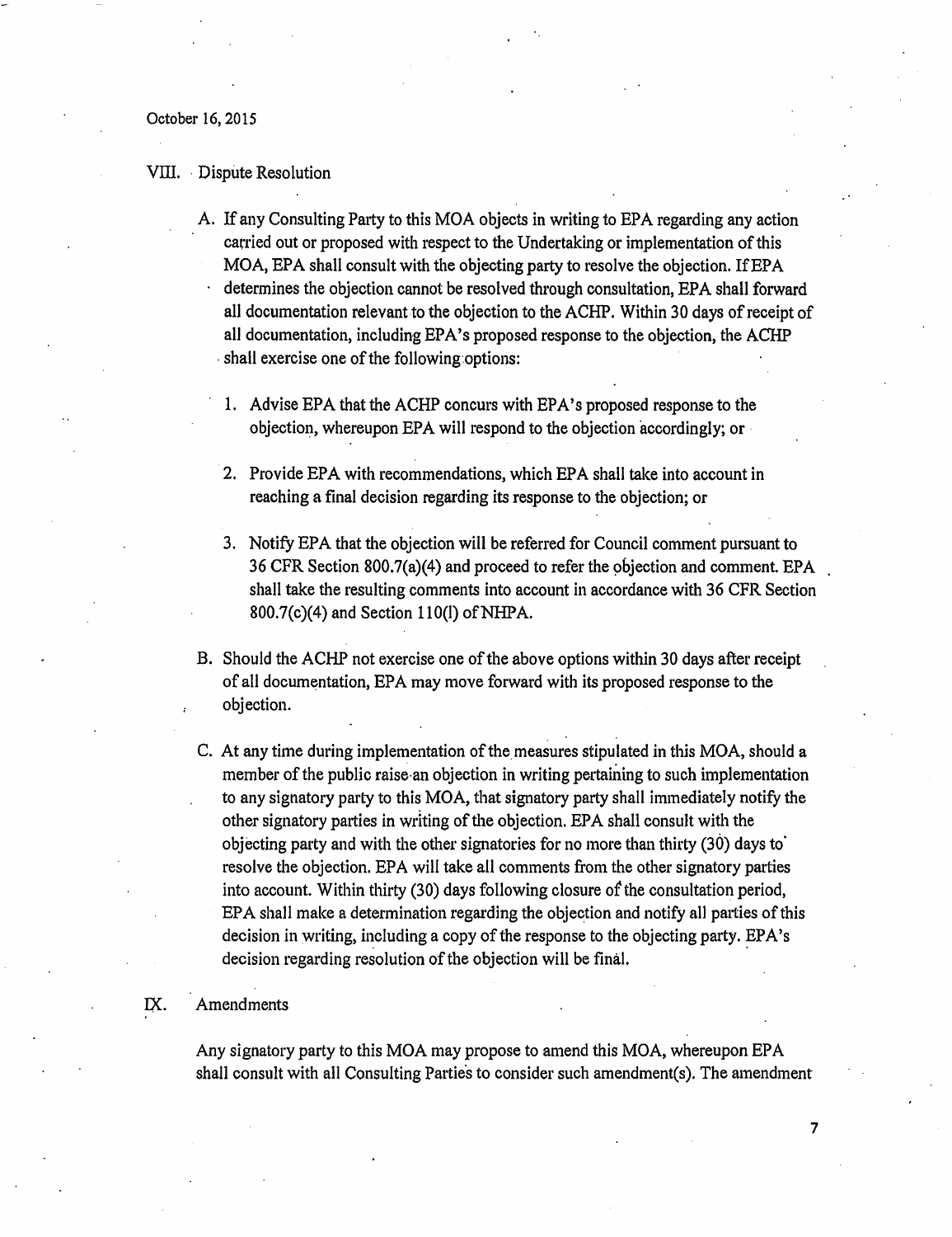October 16, 2015

## VIII. Dispute Resolution

A. If any Consulting Party to this MOA objects in writing to EPA regarding any action carried out or proposed with respect to the Undertaking or implementation of this MOA, EPA shall consult with the objecting party to resolve the objection. If EPA determines the objection cannot be resolved through consultation, EPA shall forward all documentation relevant to the objection to the ACHP. Within 30 days of receipt of all documentation, including EPA's proposed response to the objection, the ACHP shall exercise one of the following options:

1. Advise EPA that the ACHP concurs with EPA's proposed response to the objection, whereupon EPA will respond to the objection accordingly; or

2. Provide EPA with recommendations, which EPA shall take into account in reaching a final decision regarding its response to the objection; or

3. Notify EPA that the objection will be referred for Council comment pursuant to 36 CFR Section 800.7(a)(4) and proceed to refer the objection and comment. EPA shall take the resulting comments into account in accordance with 36 CFR Section 800.7(c)(4) and Section 110(l) of NHPA.

B. Should the ACHP not exercise one of the above options within 30 days after receipt of all documentation, EPA may move forward with its proposed response to the objection.

C. At any time during implementation of the measures stipulated in this MOA, should a member of the public raise an objection in writing pertaining to such implementation to any signatory party to this MOA, that signatory party shall immediately notify the other signatory parties in writing of the objection. EPA shall consult with the objecting party and with the other signatories for no more than thirty (30) days to resolve the objection. EPA will take all comments from the other signatory parties into account. Within thirty (30) days following closure of the consultation period, EPA shall make a determination regarding the objection and notify all parties of this decision in writing, including a copy of the response to the objecting party. EPA's decision regarding resolution of the objection will be final.

## IX. Amendments

Any signatory party to this MOA may propose to amend this MOA, whereupon EPA shall consult with all Consulting Parties to consider such amendment(s). The amendment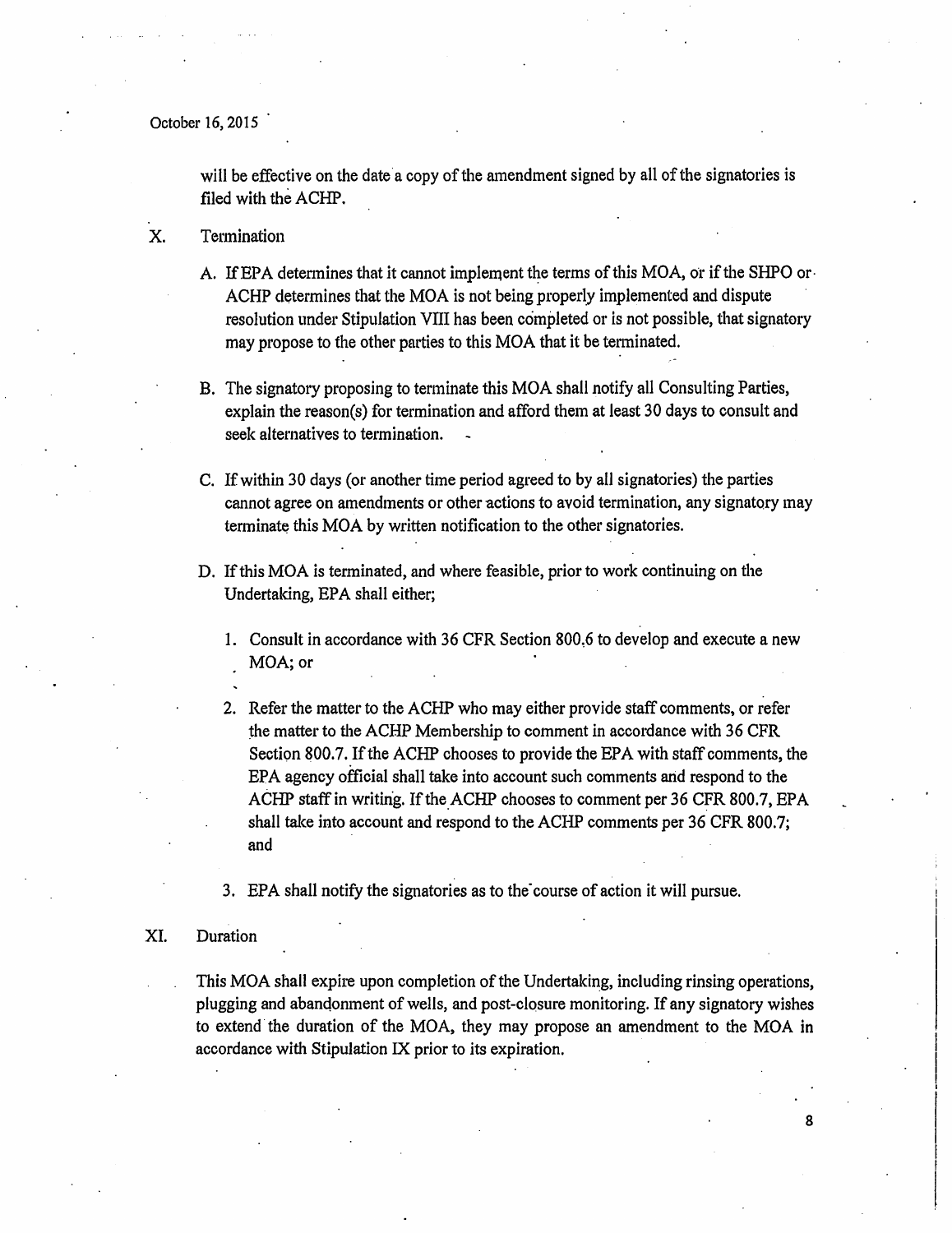will be effective on the date a copy of the amendment signed by all of the signatories is filed with the ACHP.

X. Termination

A. If EPA determines that it cannot implement the terms of this MOA, or if the SHPO or ACHP determines that the MOA is not being properly implemented and dispute resolution under Stipulation VIII has been completed or is not possible, that signatory may propose to the other parties to this MOA that it be terminated.

B. The signatory proposing to terminate this MOA shall notify all Consulting Parties, explain the reason(s) for termination and afford them at least 30 days to consult and seek alternatives to termination.

C. If within 30 days (or another time period agreed to by all signatories) the parties cannot agree on amendments or other actions to avoid termination, any signatory may terminate this MOA by written notification to the other signatories.

D. If this MOA is terminated, and where feasible, prior to work continuing on the Undertaking, EPA shall either;

1. Consult in accordance with 36 CFR Section 800.6 to develop and execute a new MOA; or

2. Refer the matter to the ACHP who may either provide staff comments, or refer the matter to the ACHP Membership to comment in accordance with 36 CFR Section 800.7. If the ACHP chooses to provide the EPA with staff comments, the EPA agency official shall take into account such comments and respond to the ACHP staff in writing. If the ACHP chooses to comment per 36 CFR 800.7, EPA shall take into account and respond to the ACHP comments per 36 CFR 800.7; and

3. EPA shall notify the signatories as to the course of action it will pursue.

XI. Duration

This MOA shall expire upon completion of the Undertaking, including rinsing operations, plugging and abandonment of wells, and post-closure monitoring. If any signatory wishes to extend the duration of the MOA, they may propose an amendment to the MOA in accordance with Stipulation IX prior to its expiration.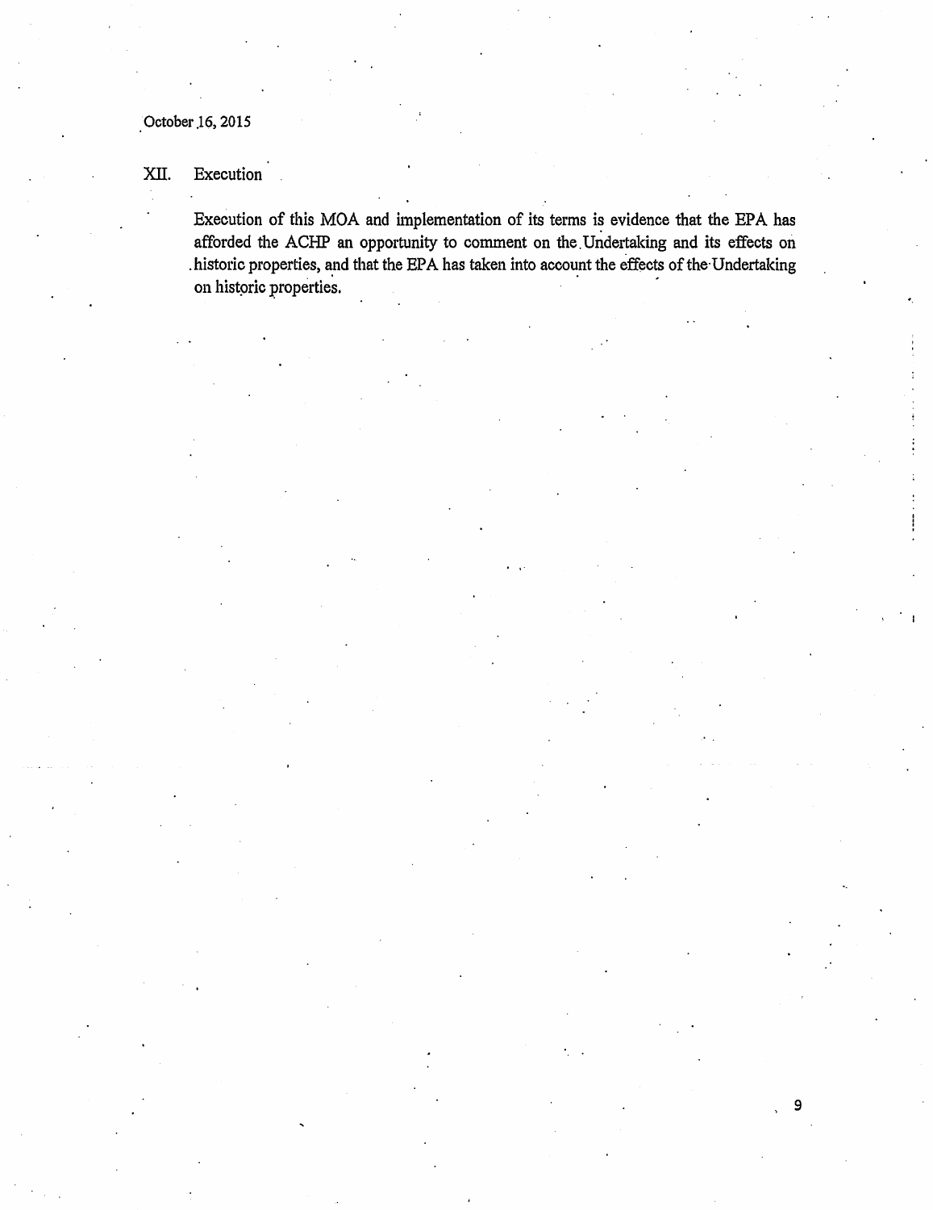## XII. Execution

Execution of this MOA and implementation of its terms is evidence that the EPA has afforded the ACHP an opportunity to comment on the Undertaking and its effects on historic properties, and that the EPA has taken into account the effects of the Undertaking on historic properties.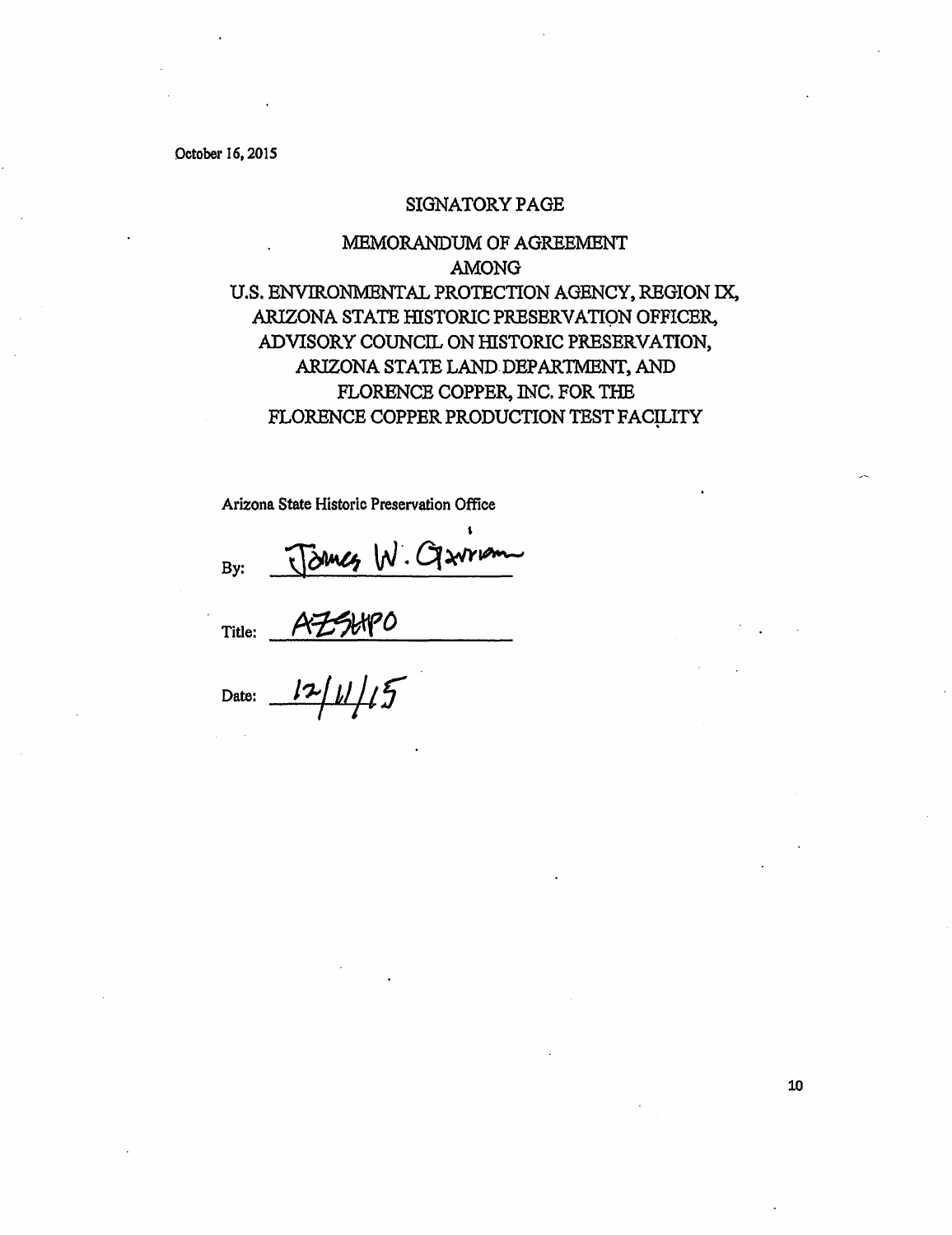October 16, 2015

SIGNATORY PAGE

MEMORANDUM OF AGREEMENT
AMONG
U.S. ENVIRONMENTAL PROTECTION AGENCY, REGION IX,
ARIZONA STATE HISTORIC PRESERVATION OFFICER,
ADVISORY COUNCIL ON HISTORIC PRESERVATION,
ARIZONA STATE LAND DEPARTMENT, AND
FLORENCE COPPER, INC. FOR THE
FLORENCE COPPER PRODUCTION TEST FACILITY

Arizona State Historic Preservation Office

By: James W. Garrison

Title: AZSHPO

Date: 12/11/15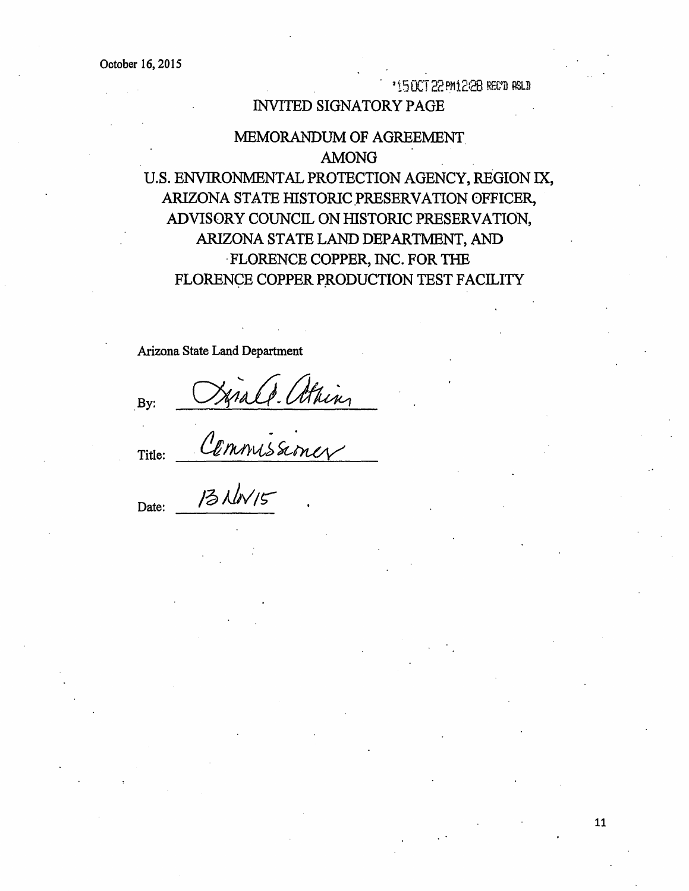October 16, 2015

'15 OCT 22 PM12:28 REC'D ASLD

# INVITED SIGNATORY PAGE

## MEMORANDUM OF AGREEMENT AMONG U.S. ENVIRONMENTAL PROTECTION AGENCY, REGION IX, ARIZONA STATE HISTORIC PRESERVATION OFFICER, ADVISORY COUNCIL ON HISTORIC PRESERVATION, ARIZONA STATE LAND DEPARTMENT, AND FLORENCE COPPER, INC. FOR THE FLORENCE COPPER PRODUCTION TEST FACILITY

Arizona State Land Department

By: Lisa A. Atkins

Title: Commissioner

Date: 13 NOV 15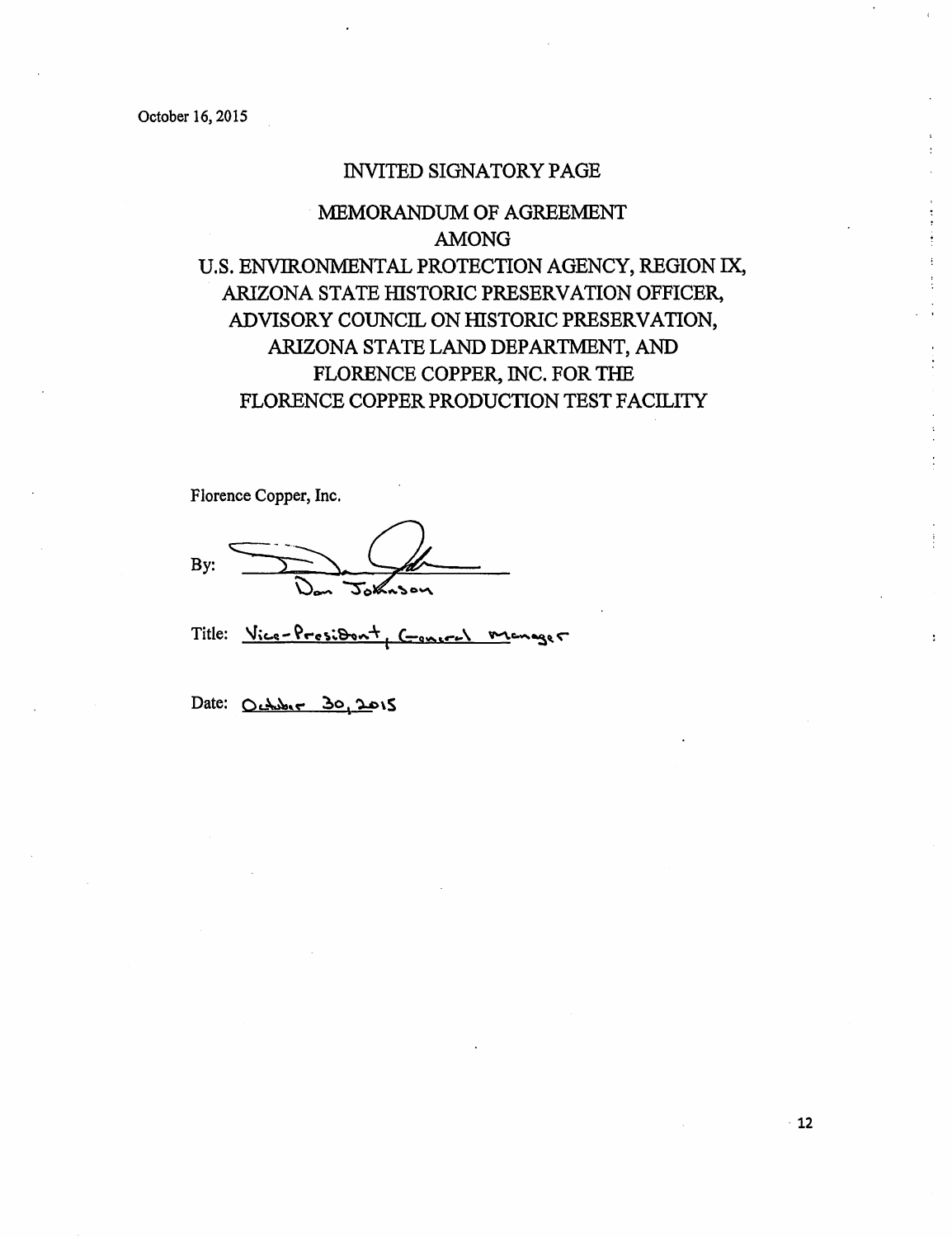October 16, 2015

# INVITED SIGNATORY PAGE

## MEMORANDUM OF AGREEMENT
## AMONG
## U.S. ENVIRONMENTAL PROTECTION AGENCY, REGION IX, ARIZONA STATE HISTORIC PRESERVATION OFFICER, ADVISORY COUNCIL ON HISTORIC PRESERVATION, ARIZONA STATE LAND DEPARTMENT, AND FLORENCE COPPER, INC. FOR THE FLORENCE COPPER PRODUCTION TEST FACILITY

Florence Copper, Inc.

By: ______________________
Dan Johnson

Title: Vice-President, General Manager

Date: October 30, 2015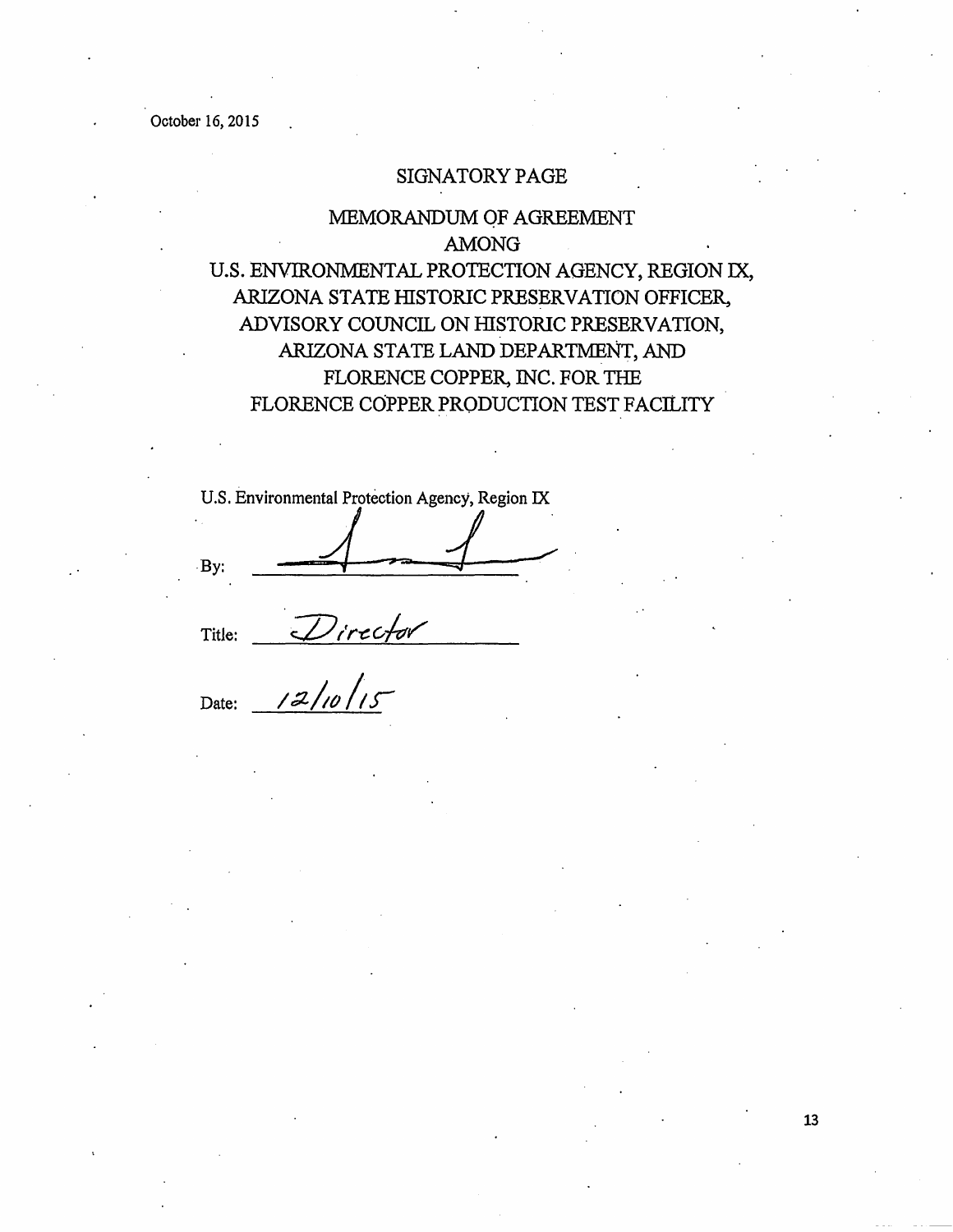October 16, 2015

# SIGNATORY PAGE

## MEMORANDUM OF AGREEMENT AMONG U.S. ENVIRONMENTAL PROTECTION AGENCY, REGION IX, ARIZONA STATE HISTORIC PRESERVATION OFFICER, ADVISORY COUNCIL ON HISTORIC PRESERVATION, ARIZONA STATE LAND DEPARTMENT, AND FLORENCE COPPER, INC. FOR THE FLORENCE COPPER PRODUCTION TEST FACILITY

U.S. Environmental Protection Agency, Region IX

By: ______________________

Title: Director

Date: 12/10/15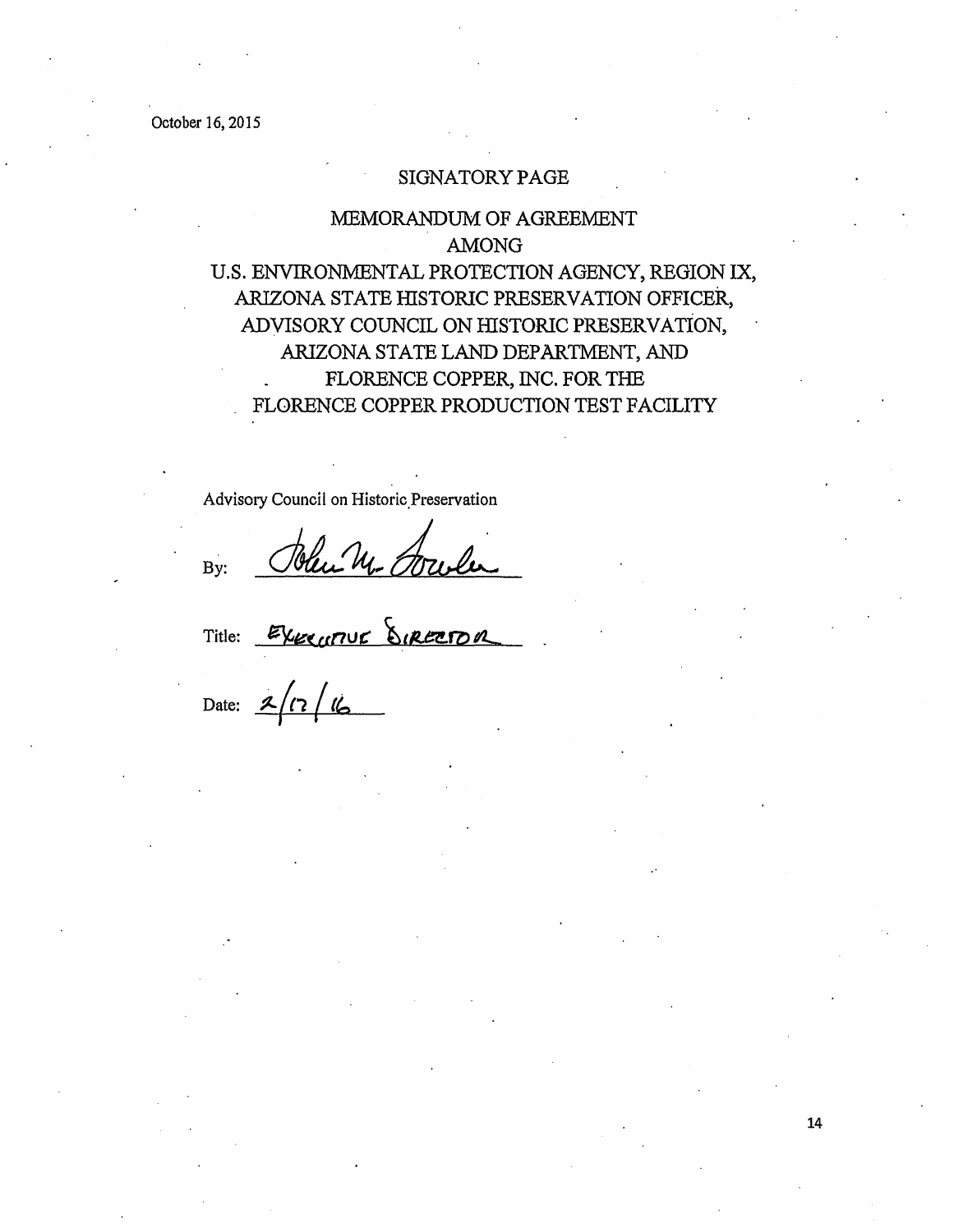October 16, 2015

SIGNATORY PAGE

MEMORANDUM OF AGREEMENT
AMONG
U.S. ENVIRONMENTAL PROTECTION AGENCY, REGION IX,
ARIZONA STATE HISTORIC PRESERVATION OFFICER,
ADVISORY COUNCIL ON HISTORIC PRESERVATION,
ARIZONA STATE LAND DEPARTMENT, AND
FLORENCE COPPER, INC. FOR THE
FLORENCE COPPER PRODUCTION TEST FACILITY

Advisory Council on Historic Preservation

By: John M. Fowler

Title: EXECUTIVE DIRECTOR

Date: 2/17/16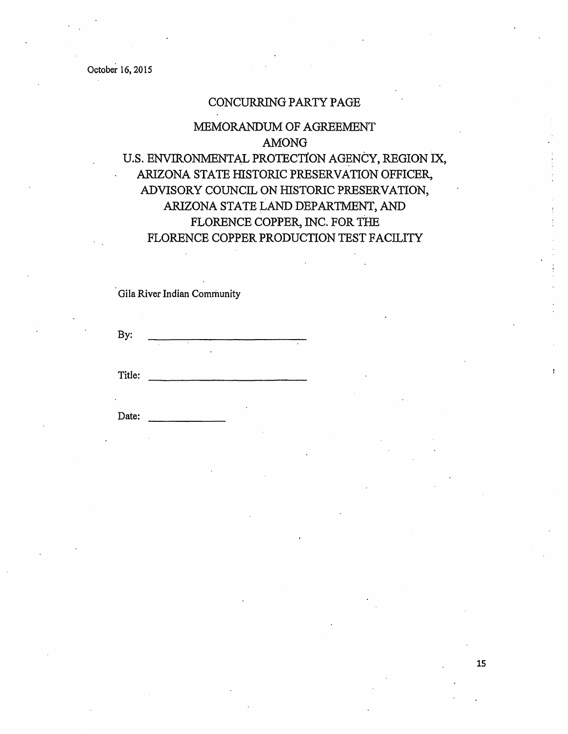October 16, 2015

# CONCURRING PARTY PAGE

## MEMORANDUM OF AGREEMENT
## AMONG
## U.S. ENVIRONMENTAL PROTECTION AGENCY, REGION IX, ARIZONA STATE HISTORIC PRESERVATION OFFICER, ADVISORY COUNCIL ON HISTORIC PRESERVATION, ARIZONA STATE LAND DEPARTMENT, AND FLORENCE COPPER, INC. FOR THE FLORENCE COPPER PRODUCTION TEST FACILITY

Gila River Indian Community

By: ____________________________

Title: ____________________________

Date: ______________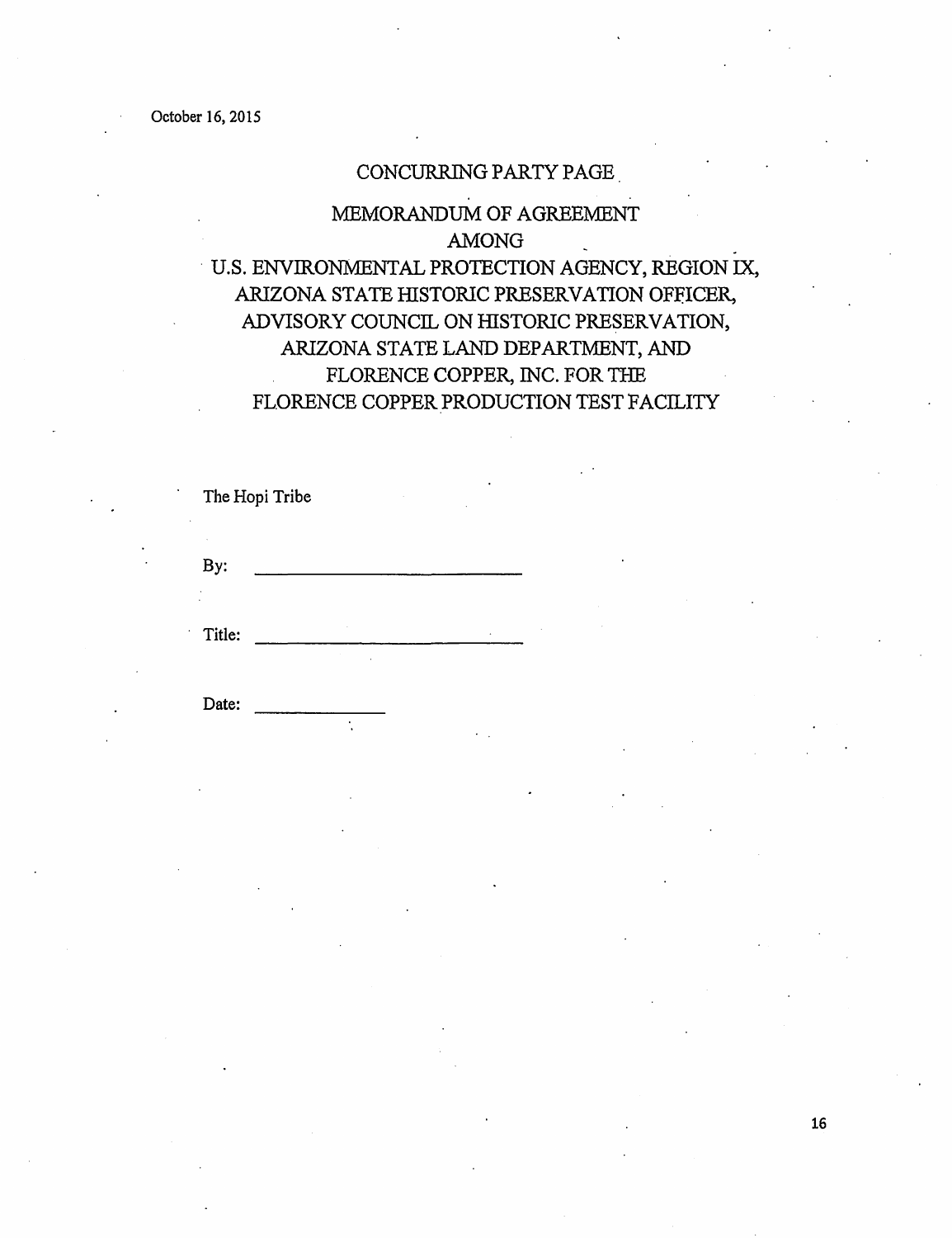October 16, 2015

## CONCURRING PARTY PAGE

## MEMORANDUM OF AGREEMENT
## AMONG
## U.S. ENVIRONMENTAL PROTECTION AGENCY, REGION IX, ARIZONA STATE HISTORIC PRESERVATION OFFICER, ADVISORY COUNCIL ON HISTORIC PRESERVATION, ARIZONA STATE LAND DEPARTMENT, AND FLORENCE COPPER, INC. FOR THE FLORENCE COPPER PRODUCTION TEST FACILITY

The Hopi Tribe

By: ____________________________

Title: ____________________________

Date: ______________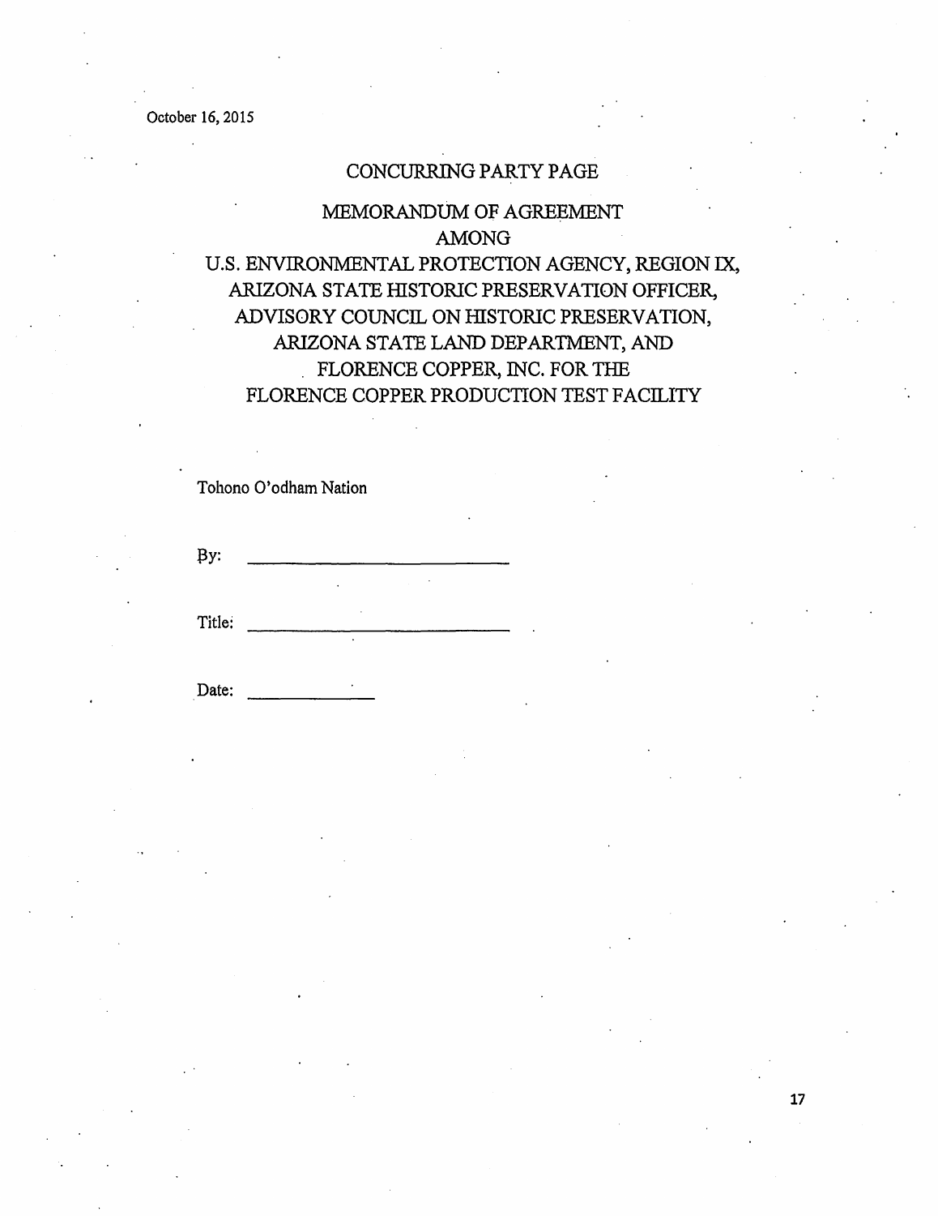October 16, 2015

# CONCURRING PARTY PAGE

## MEMORANDUM OF AGREEMENT
## AMONG
## U.S. ENVIRONMENTAL PROTECTION AGENCY, REGION IX, ARIZONA STATE HISTORIC PRESERVATION OFFICER, ADVISORY COUNCIL ON HISTORIC PRESERVATION, ARIZONA STATE LAND DEPARTMENT, AND FLORENCE COPPER, INC. FOR THE FLORENCE COPPER PRODUCTION TEST FACILITY

Tohono O'odham Nation

By: ____________________________

Title: ____________________________

Date: ______________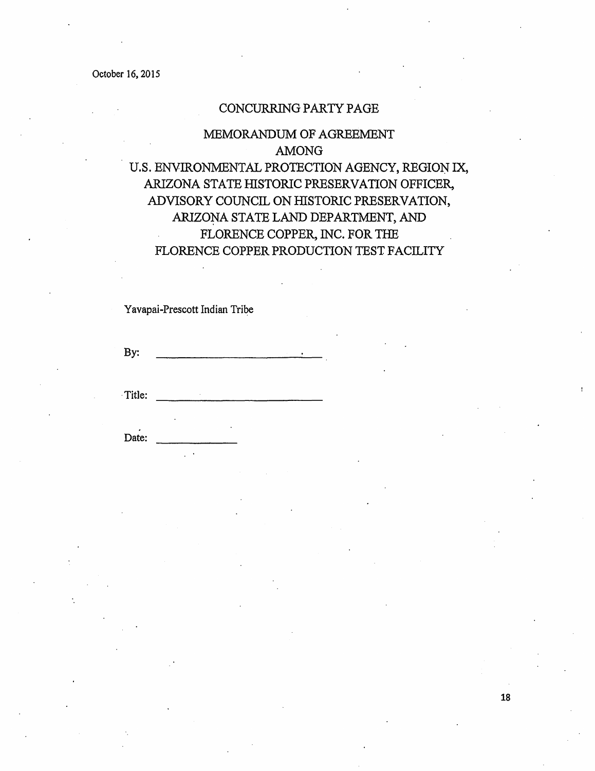October 16, 2015

# CONCURRING PARTY PAGE

## MEMORANDUM OF AGREEMENT AMONG U.S. ENVIRONMENTAL PROTECTION AGENCY, REGION IX, ARIZONA STATE HISTORIC PRESERVATION OFFICER, ADVISORY COUNCIL ON HISTORIC PRESERVATION, ARIZONA STATE LAND DEPARTMENT, AND FLORENCE COPPER, INC. FOR THE FLORENCE COPPER PRODUCTION TEST FACILITY

Yavapai-Prescott Indian Tribe

By: ______________________________

Title: ______________________________

Date: ______________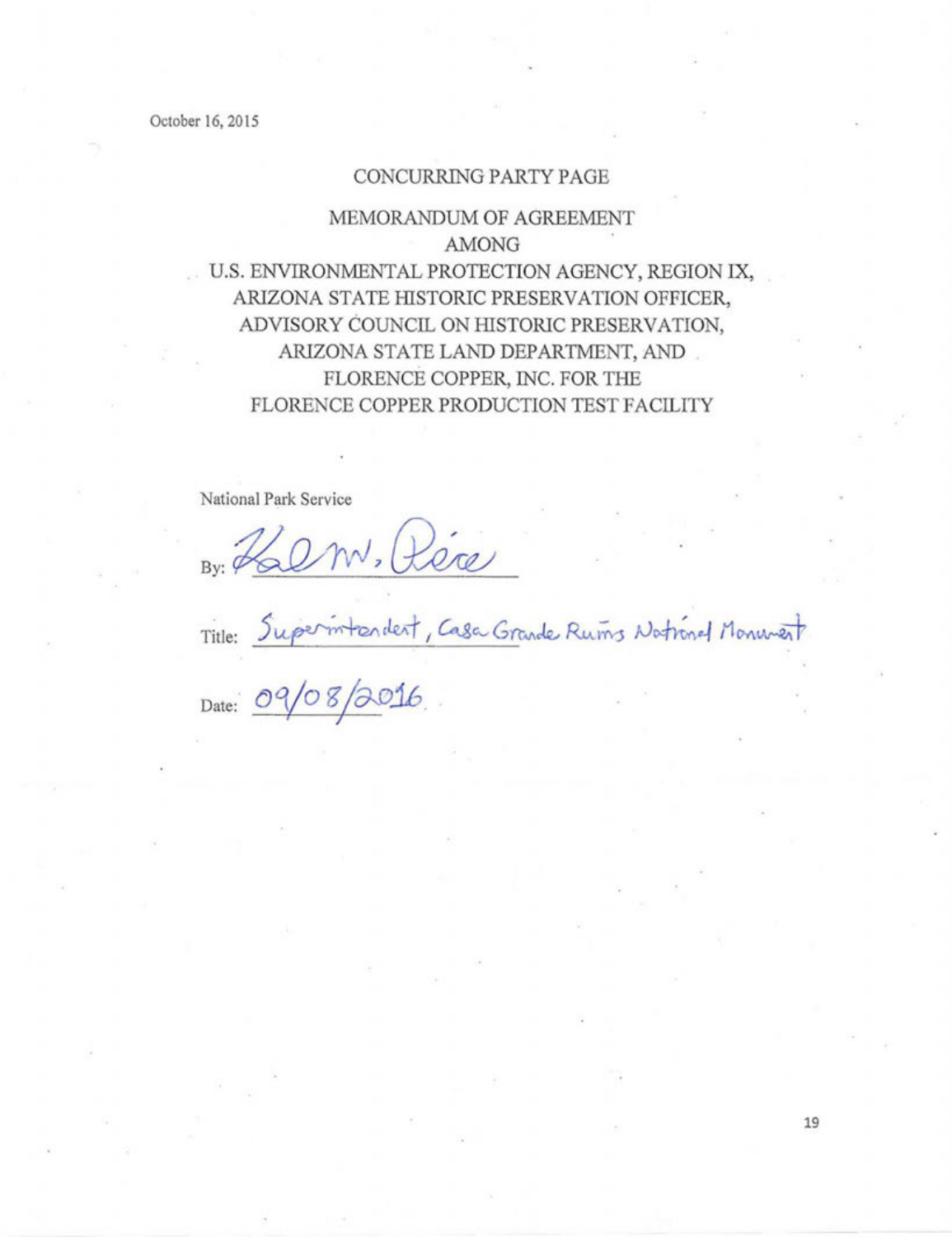October 16, 2015

CONCURRING PARTY PAGE

MEMORANDUM OF AGREEMENT
AMONG
U.S. ENVIRONMENTAL PROTECTION AGENCY, REGION IX,
ARIZONA STATE HISTORIC PRESERVATION OFFICER,
ADVISORY COUNCIL ON HISTORIC PRESERVATION,
ARIZONA STATE LAND DEPARTMENT, AND
FLORENCE COPPER, INC. FOR THE
FLORENCE COPPER PRODUCTION TEST FACILITY

National Park Service

By: Karl M. Pierce

Title: Superintendent, Casa Grande Ruins National Monument

Date: 09/08/2016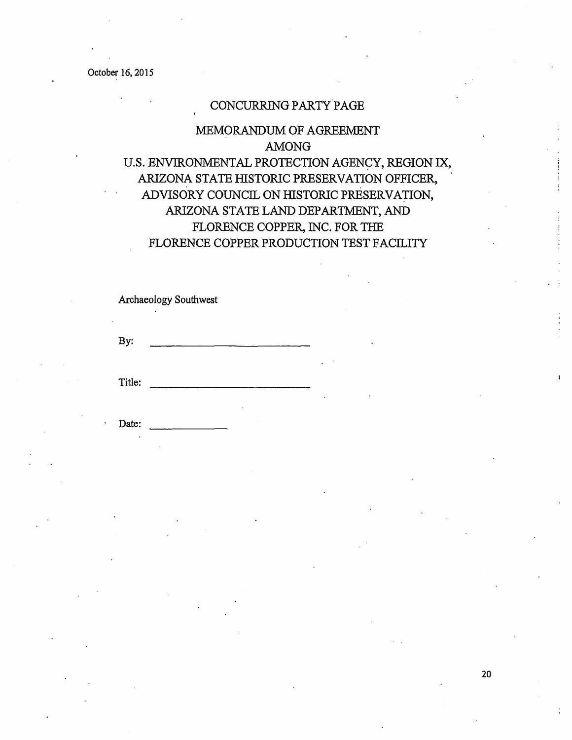October 16, 2015

# CONCURRING PARTY PAGE

## MEMORANDUM OF AGREEMENT AMONG U.S. ENVIRONMENTAL PROTECTION AGENCY, REGION IX, ARIZONA STATE HISTORIC PRESERVATION OFFICER, ADVISORY COUNCIL ON HISTORIC PRESERVATION, ARIZONA STATE LAND DEPARTMENT, AND FLORENCE COPPER, INC. FOR THE FLORENCE COPPER PRODUCTION TEST FACILITY

Archaeology Southwest

By: ____________________________

Title: ____________________________

Date: ______________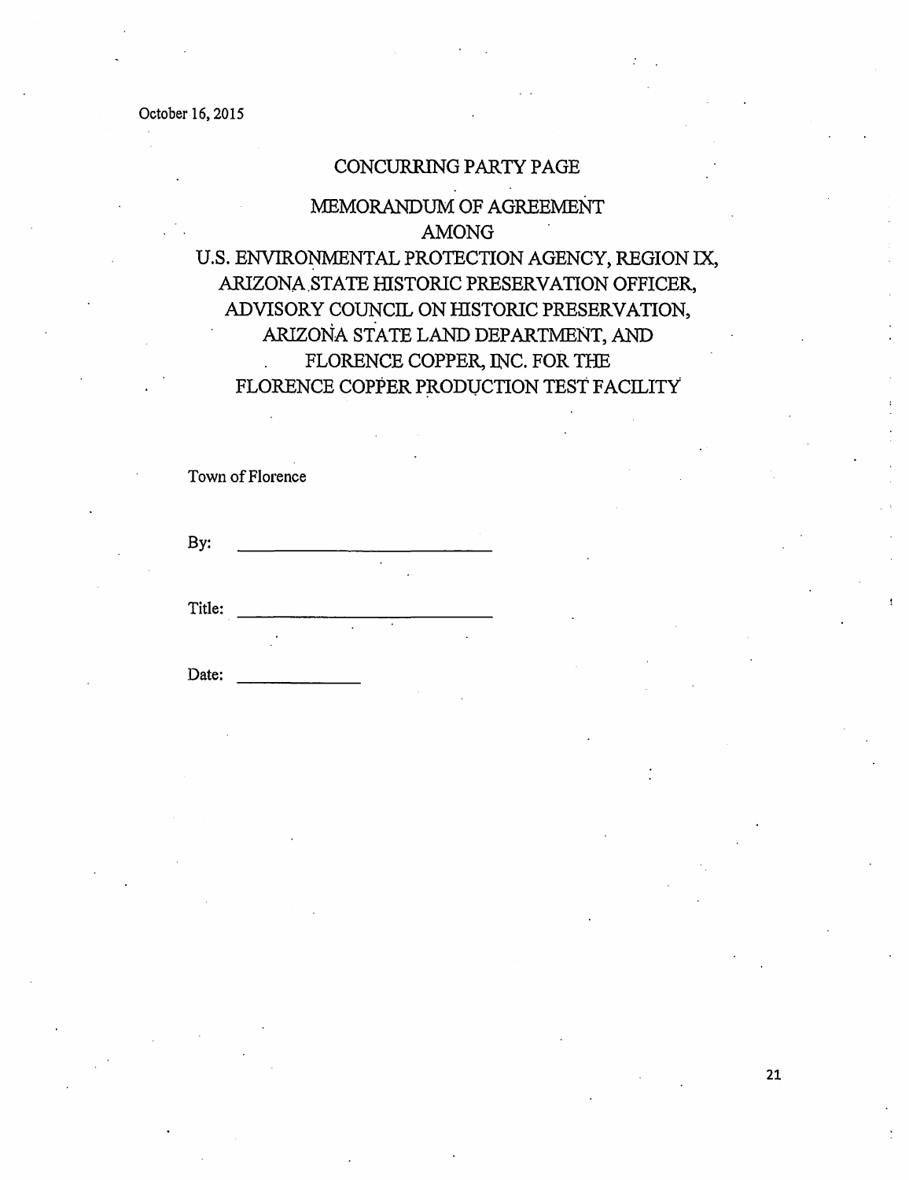October 16, 2015

## CONCURRING PARTY PAGE

## MEMORANDUM OF AGREEMENT AMONG U.S. ENVIRONMENTAL PROTECTION AGENCY, REGION IX, ARIZONA STATE HISTORIC PRESERVATION OFFICER, ADVISORY COUNCIL ON HISTORIC PRESERVATION, ARIZONA STATE LAND DEPARTMENT, AND FLORENCE COPPER, INC. FOR THE FLORENCE COPPER PRODUCTION TEST FACILITY

Town of Florence

By: ____________________________

Title: ____________________________

Date: ______________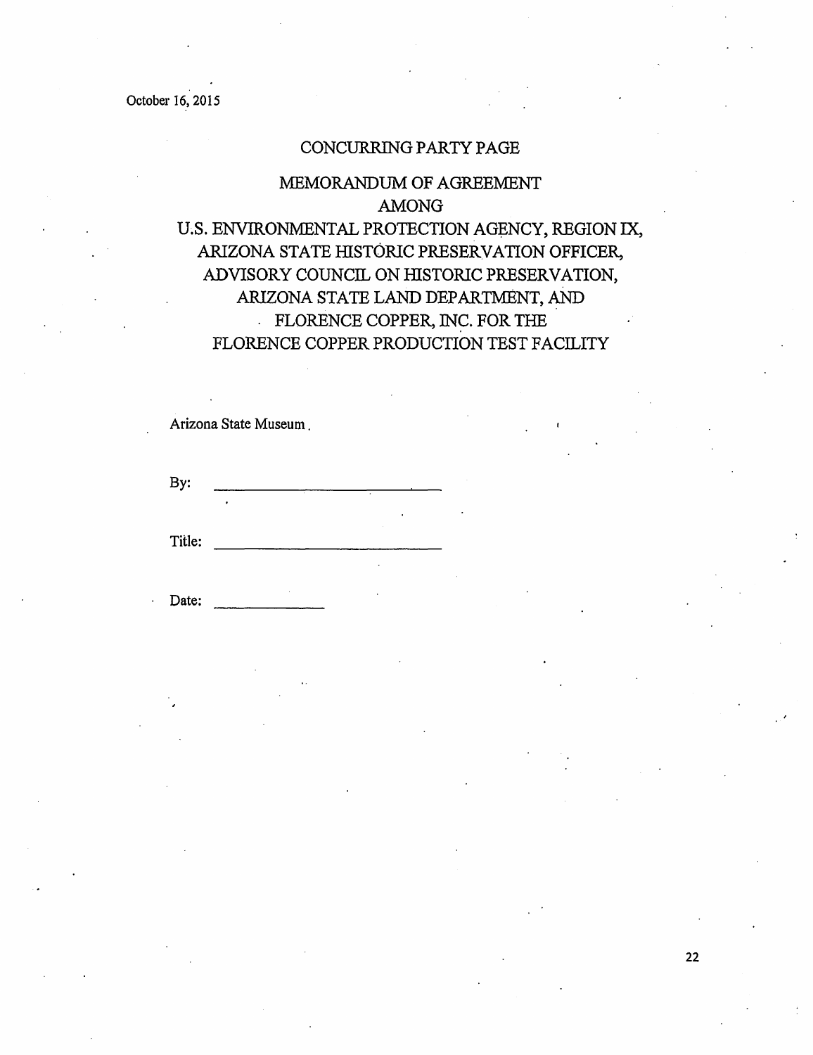October 16, 2015

# CONCURRING PARTY PAGE

## MEMORANDUM OF AGREEMENT
## AMONG
## U.S. ENVIRONMENTAL PROTECTION AGENCY, REGION IX, ARIZONA STATE HISTORIC PRESERVATION OFFICER, ADVISORY COUNCIL ON HISTORIC PRESERVATION, ARIZONA STATE LAND DEPARTMENT, AND FLORENCE COPPER, INC. FOR THE FLORENCE COPPER PRODUCTION TEST FACILITY

Arizona State Museum

By: ______________________________

Title: ______________________________

Date: ______________